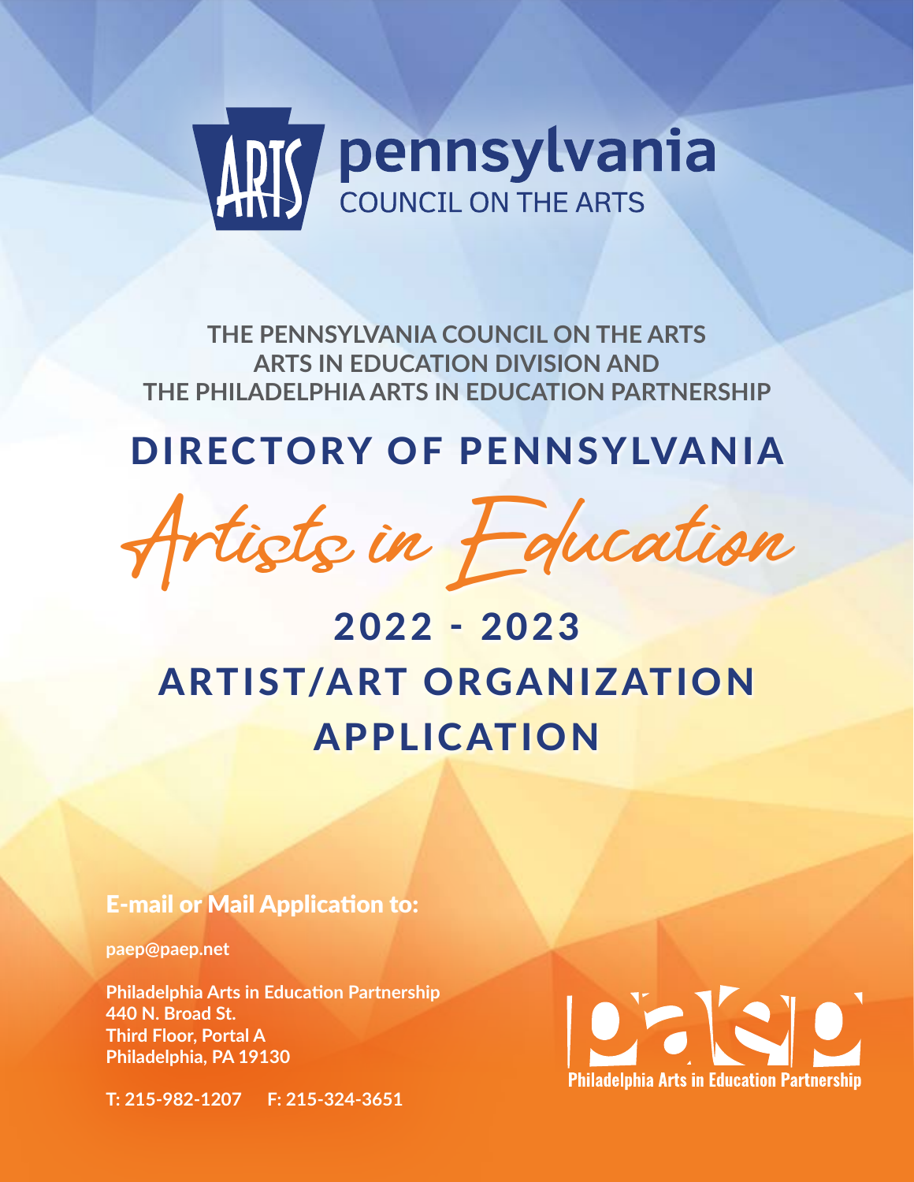pennsylvania
COUNCIL ON THE ARTS

**THE PENNSYLVANIA COUNCIL ON THE ARTS**
**ARTS IN EDUCATION DIVISION AND**
**THE PHILADELPHIA ARTS IN EDUCATION PARTNERSHIP**

# DIRECTORY OF PENNSYLVANIA

# *Artists in Education*

# 2022 - 2023
# ARTIST/ART ORGANIZATION APPLICATION

## E-mail or Mail Application to:

**paep@paep.net**

**Philadelphia Arts in Education Partnership**
**440 N. Broad St.**
**Third Floor, Portal A**
**Philadelphia, PA 19130**

**T: 215-982-1207  F: 215-324-3651**

paep
Philadelphia Arts in Education Partnership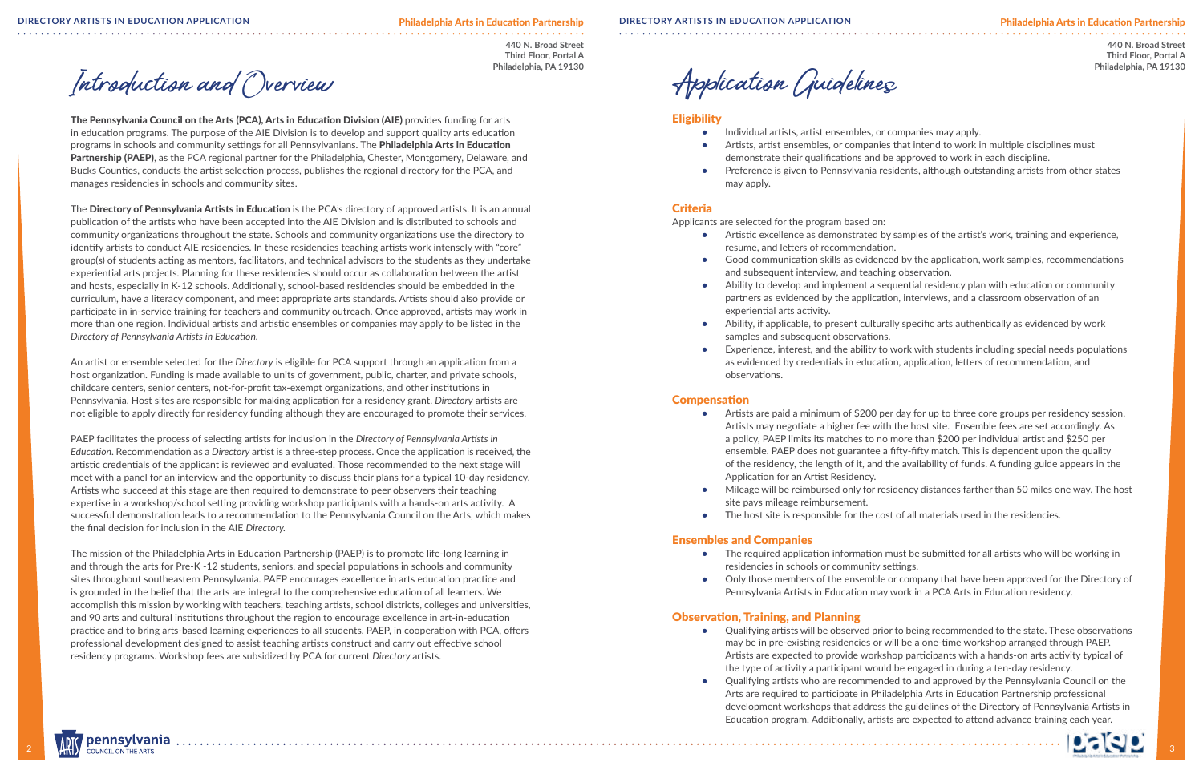# Introduction and Overview

**The Pennsylvania Council on the Arts (PCA), Arts in Education Division (AIE)** provides funding for arts in education programs. The purpose of the AIE Division is to develop and support quality arts education programs in schools and community settings for all Pennsylvanians. The **Philadelphia Arts in Education Partnership (PAEP)**, as the PCA regional partner for the Philadelphia, Chester, Montgomery, Delaware, and Bucks Counties, conducts the artist selection process, publishes the regional directory for the PCA, and manages residencies in schools and community sites.

The **Directory of Pennsylvania Artists in Education** is the PCA's directory of approved artists. It is an annual publication of the artists who have been accepted into the AIE Division and is distributed to schools and community organizations throughout the state. Schools and community organizations use the directory to identify artists to conduct AIE residencies. In these residencies teaching artists work intensely with "core" group(s) of students acting as mentors, facilitators, and technical advisors to the students as they undertake experiential arts projects. Planning for these residencies should occur as collaboration between the artist and hosts, especially in K-12 schools. Additionally, school-based residencies should be embedded in the curriculum, have a literacy component, and meet appropriate arts standards. Artists should also provide or participate in in-service training for teachers and community outreach. Once approved, artists may work in more than one region. Individual artists and artistic ensembles or companies may apply to be listed in the *Directory of Pennsylvania Artists in Education.*

An artist or ensemble selected for the *Directory* is eligible for PCA support through an application from a host organization. Funding is made available to units of government, public, charter, and private schools, childcare centers, senior centers, not-for-profit tax-exempt organizations, and other institutions in Pennsylvania. Host sites are responsible for making application for a residency grant. *Directory* artists are not eligible to apply directly for residency funding although they are encouraged to promote their services.

PAEP facilitates the process of selecting artists for inclusion in the *Directory of Pennsylvania Artists in Education*. Recommendation as a *Directory* artist is a three-step process. Once the application is received, the artistic credentials of the applicant is reviewed and evaluated. Those recommended to the next stage will meet with a panel for an interview and the opportunity to discuss their plans for a typical 10-day residency. Artists who succeed at this stage are then required to demonstrate to peer observers their teaching expertise in a workshop/school setting providing workshop participants with a hands-on arts activity. A successful demonstration leads to a recommendation to the Pennsylvania Council on the Arts, which makes the final decision for inclusion in the AIE *Directory.*

The mission of the Philadelphia Arts in Education Partnership (PAEP) is to promote life-long learning in and through the arts for Pre-K -12 students, seniors, and special populations in schools and community sites throughout southeastern Pennsylvania. PAEP encourages excellence in arts education practice and is grounded in the belief that the arts are integral to the comprehensive education of all learners. We accomplish this mission by working with teachers, teaching artists, school districts, colleges and universities, and 90 arts and cultural institutions throughout the region to encourage excellence in art-in-education practice and to bring arts-based learning experiences to all students. PAEP, in cooperation with PCA, offers professional development designed to assist teaching artists construct and carry out effective school residency programs. Workshop fees are subsidized by PCA for current *Directory* artists.

# Application Guidelines

## Eligibility

- Individual artists, artist ensembles, or companies may apply.
- Artists, artist ensembles, or companies that intend to work in multiple disciplines must demonstrate their qualifications and be approved to work in each discipline.
- Preference is given to Pennsylvania residents, although outstanding artists from other states may apply.

## Criteria

Applicants are selected for the program based on:

- Artistic excellence as demonstrated by samples of the artist's work, training and experience, resume, and letters of recommendation.
- Good communication skills as evidenced by the application, work samples, recommendations and subsequent interview, and teaching observation.
- Ability to develop and implement a sequential residency plan with education or community partners as evidenced by the application, interviews, and a classroom observation of an experiential arts activity.
- Ability, if applicable, to present culturally specific arts authentically as evidenced by work samples and subsequent observations.
- Experience, interest, and the ability to work with students including special needs populations as evidenced by credentials in education, application, letters of recommendation, and observations.

## Compensation

- Artists are paid a minimum of $200 per day for up to three core groups per residency session. Artists may negotiate a higher fee with the host site. Ensemble fees are set accordingly. As a policy, PAEP limits its matches to no more than $200 per individual artist and $250 per ensemble. PAEP does not guarantee a fifty-fifty match. This is dependent upon the quality of the residency, the length of it, and the availability of funds. A funding guide appears in the Application for an Artist Residency.
- Mileage will be reimbursed only for residency distances farther than 50 miles one way. The host site pays mileage reimbursement.
- The host site is responsible for the cost of all materials used in the residencies.

## Ensembles and Companies

- The required application information must be submitted for all artists who will be working in residencies in schools or community settings.
- Only those members of the ensemble or company that have been approved for the Directory of Pennsylvania Artists in Education may work in a PCA Arts in Education residency.

## Observation, Training, and Planning

- Qualifying artists will be observed prior to being recommended to the state. These observations may be in pre-existing residencies or will be a one-time workshop arranged through PAEP. Artists are expected to provide workshop participants with a hands-on arts activity typical of the type of activity a participant would be engaged in during a ten-day residency.
- Qualifying artists who are recommended to and approved by the Pennsylvania Council on the Arts are required to participate in Philadelphia Arts in Education Partnership professional development workshops that address the guidelines of the Directory of Pennsylvania Artists in Education program. Additionally, artists are expected to attend advance training each year.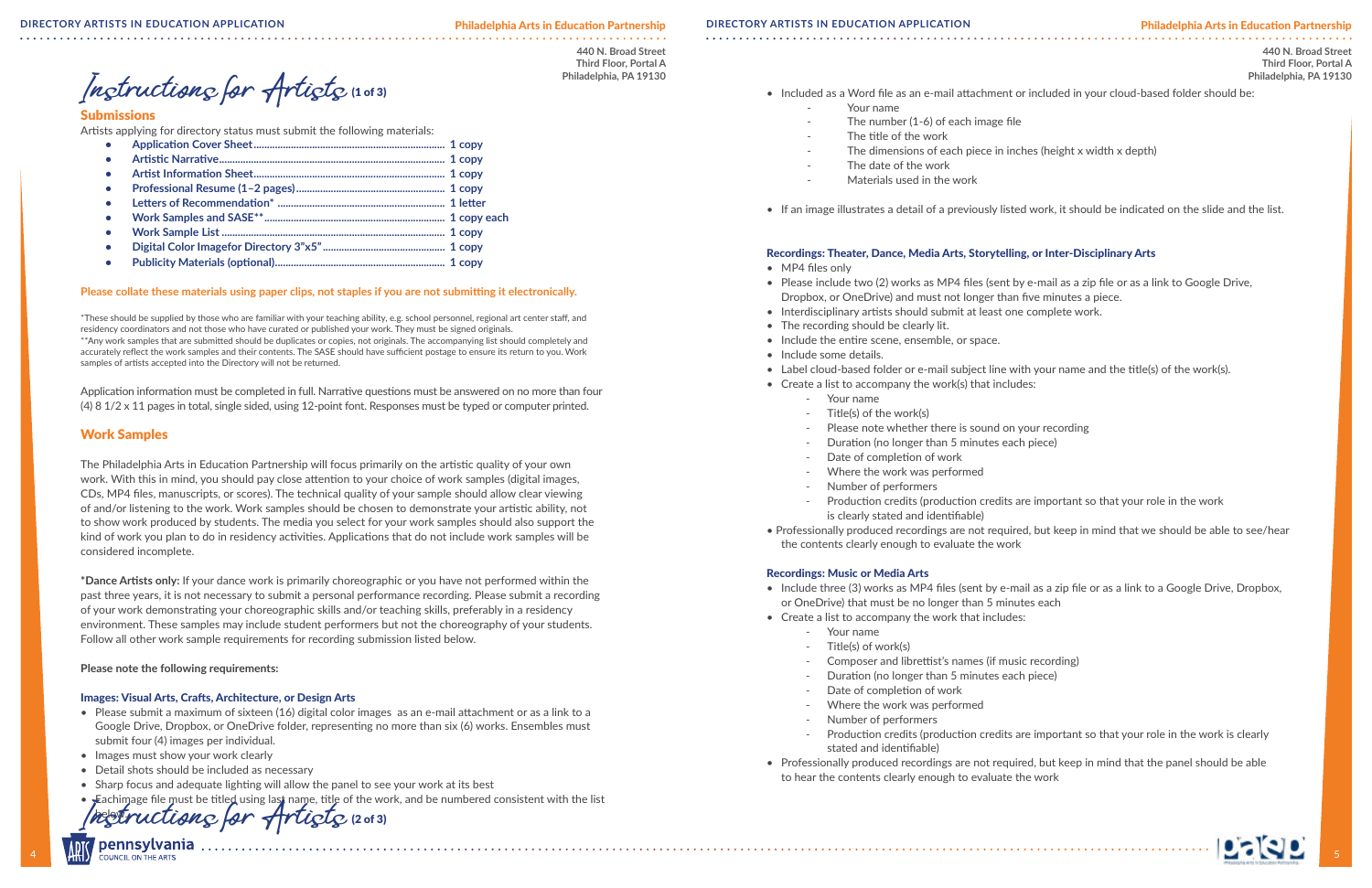# Instructions for Artists (1 of 3)

## Submissions

Artists applying for directory status must submit the following materials:

- **Application Cover Sheet....................................................................... 1 copy**
- **Artistic Narrative.................................................................................... 1 copy**
- **Artist Information Sheet....................................................................... 1 copy**
- **Professional Resume (1–2 pages)....................................................... 1 copy**
- **Letters of Recommendation* ............................................................... 1 letter**
- **Work Samples and SASE**.................................................................... 1 copy each**
- **Work Sample List .................................................................................... 1 copy**
- **Digital Color Imagefor Directory 3"x5"............................................... 1 copy**
- **Publicity Materials (optional)................................................................ 1 copy**

**Please collate these materials using paper clips, not staples if you are not submitting it electronically.**

*These should be supplied by those who are familiar with your teaching ability, e.g. school personnel, regional art center staff, and residency coordinators and not those who have curated or published your work. They must be signed originals.
**Any work samples that are submitted should be duplicates or copies, not originals. The accompanying list should completely and accurately reflect the work samples and their contents. The SASE should have sufficient postage to ensure its return to you. Work samples of artists accepted into the Directory will not be returned.

Application information must be completed in full. Narrative questions must be answered on no more than four (4) 8 1/2 x 11 pages in total, single sided, using 12-point font. Responses must be typed or computer printed.

## Work Samples

The Philadelphia Arts in Education Partnership will focus primarily on the artistic quality of your own work. With this in mind, you should pay close attention to your choice of work samples (digital images, CDs, MP4 files, manuscripts, or scores). The technical quality of your sample should allow clear viewing of and/or listening to the work. Work samples should be chosen to demonstrate your artistic ability, not to show work produced by students. The media you select for your work samples should also support the kind of work you plan to do in residency activities. Applications that do not include work samples will be considered incomplete.

***Dance Artists only:** If your dance work is primarily choreographic or you have not performed within the past three years, it is not necessary to submit a personal performance recording. Please submit a recording of your work demonstrating your choreographic skills and/or teaching skills, preferably in a residency environment. These samples may include student performers but not the choreography of your students. Follow all other work sample requirements for recording submission listed below.

**Please note the following requirements:**

### Images: Visual Arts, Crafts, Architecture, or Design Arts

- Please submit a maximum of sixteen (16) digital color images as an e-mail attachment or as a link to a Google Drive, Dropbox, or OneDrive folder, representing no more than six (6) works. Ensembles must submit four (4) images per individual.
- Images must show your work clearly
- Detail shots should be included as necessary
- Sharp focus and adequate lighting will allow the panel to see your work at its best
- Eachimage file must be titled using last name, title of the work, and be numbered consistent with the list below.

# Instructions for Artists (2 of 3)

- Included as a Word file as an e-mail attachment or included in your cloud-based folder should be:
  - Your name
  - The number (1-6) of each image file
  - The title of the work
  - The dimensions of each piece in inches (height x width x depth)
  - The date of the work
  - Materials used in the work
- If an image illustrates a detail of a previously listed work, it should be indicated on the slide and the list.

### Recordings: Theater, Dance, Media Arts, Storytelling, or Inter-Disciplinary Arts

- MP4 files only
- Please include two (2) works as MP4 files (sent by e-mail as a zip file or as a link to Google Drive, Dropbox, or OneDrive) and must not longer than five minutes a piece.
- Interdisciplinary artists should submit at least one complete work.
- The recording should be clearly lit.
- Include the entire scene, ensemble, or space.
- Include some details.
- Label cloud-based folder or e-mail subject line with your name and the title(s) of the work(s).
- Create a list to accompany the work(s) that includes:
  - Your name
  - Title(s) of the work(s)
  - Please note whether there is sound on your recording
  - Duration (no longer than 5 minutes each piece)
  - Date of completion of work
  - Where the work was performed
  - Number of performers
  - Production credits (production credits are important so that your role in the work is clearly stated and identifiable)
- Professionally produced recordings are not required, but keep in mind that we should be able to see/hear the contents clearly enough to evaluate the work

### Recordings: Music or Media Arts

- Include three (3) works as MP4 files (sent by e-mail as a zip file or as a link to a Google Drive, Dropbox, or OneDrive) that must be no longer than 5 minutes each
- Create a list to accompany the work that includes:
  - Your name
  - Title(s) of work(s)
  - Composer and librettist's names (if music recording)
  - Duration (no longer than 5 minutes each piece)
  - Date of completion of work
  - Where the work was performed
  - Number of performers
  - Production credits (production credits are important so that your role in the work is clearly stated and identifiable)
- Professionally produced recordings are not required, but keep in mind that the panel should be able to hear the contents clearly enough to evaluate the work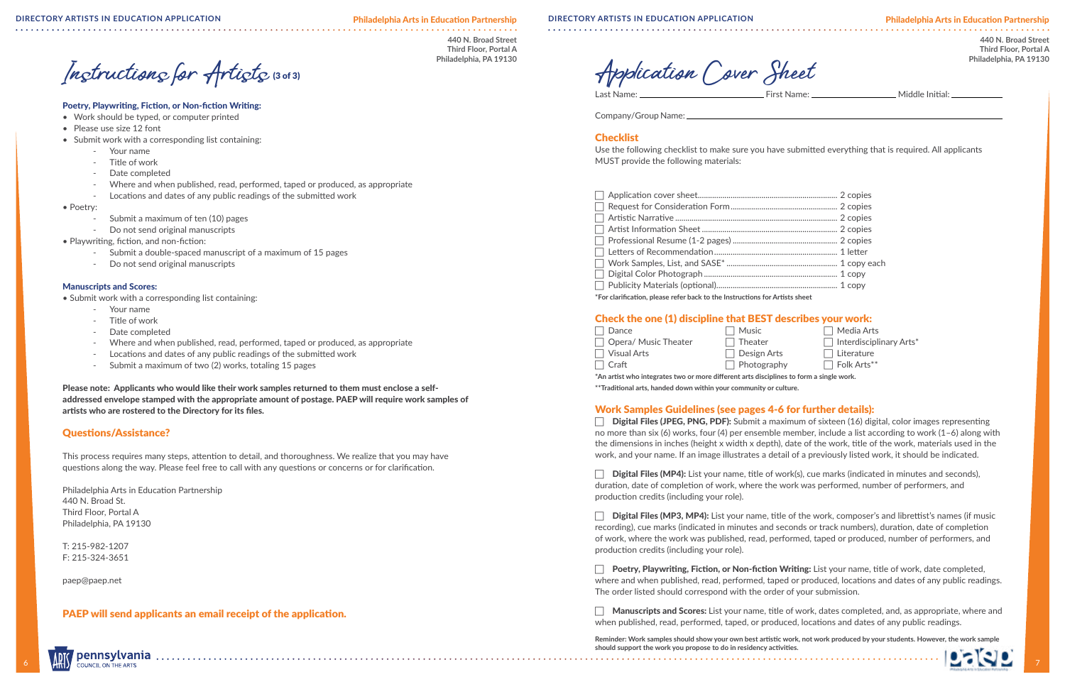Philadelphia Arts in Education Partnership
440 N. Broad Street
Third Floor, Portal A
Philadelphia, PA 19130

# Instructions for Artists (3 of 3)

**Poetry, Playwriting, Fiction, or Non-fiction Writing:**

- Work should be typed, or computer printed
- Please use size 12 font
- Submit work with a corresponding list containing:
  - Your name
  - Title of work
  - Date completed
  - Where and when published, read, performed, taped or produced, as appropriate
  - Locations and dates of any public readings of the submitted work
- Poetry:
  - Submit a maximum of ten (10) pages
  - Do not send original manuscripts
- Playwriting, fiction, and non-fiction:
  - Submit a double-spaced manuscript of a maximum of 15 pages
  - Do not send original manuscripts

**Manuscripts and Scores:**

- Submit work with a corresponding list containing:
  - Your name
  - Title of work
  - Date completed
  - Where and when published, read, performed, taped or produced, as appropriate
  - Locations and dates of any public readings of the submitted work
  - Submit a maximum of two (2) works, totaling 15 pages

**Please note: Applicants who would like their work samples returned to them must enclose a self-addressed envelope stamped with the appropriate amount of postage. PAEP will require work samples of artists who are rostered to the Directory for its files.**

## Questions/Assistance?

This process requires many steps, attention to detail, and thoroughness. We realize that you may have questions along the way. Please feel free to call with any questions or concerns or for clarification.

Philadelphia Arts in Education Partnership
440 N. Broad St.
Third Floor, Portal A
Philadelphia, PA 19130

T: 215-982-1207
F: 215-324-3651

paep@paep.net

**PAEP will send applicants an email receipt of the application.**

# Application Cover Sheet

Last Name: ______________________ First Name: ______________ Middle Initial: ________

Company/Group Name: ____________________________________________

## Checklist

Use the following checklist to make sure you have submitted everything that is required. All applicants MUST provide the following materials:

- ☐ Application cover sheet.......... 2 copies
- ☐ Request for Consideration Form.......... 2 copies
- ☐ Artistic Narrative.......... 2 copies
- ☐ Artist Information Sheet.......... 2 copies
- ☐ Professional Resume (1-2 pages).......... 2 copies
- ☐ Letters of Recommendation.......... 1 letter
- ☐ Work Samples, List, and SASE*.......... 1 copy each
- ☐ Digital Color Photograph.......... 1 copy
- ☐ Publicity Materials (optional).......... 1 copy

*For clarification, please refer back to the Instructions for Artists sheet

## Check the one (1) discipline that BEST describes your work:

| | | |
|---|---|---|
| ☐ Dance | ☐ Music | ☐ Media Arts |
| ☐ Opera/ Music Theater | ☐ Theater | ☐ Interdisciplinary Arts* |
| ☐ Visual Arts | ☐ Design Arts | ☐ Literature |
| ☐ Craft | ☐ Photography | ☐ Folk Arts** |

*An artist who integrates two or more different arts disciplines to form a single work.
**Traditional arts, handed down within your community or culture.

## Work Samples Guidelines (see pages 4-6 for further details):

☐ **Digital Files (JPEG, PNG, PDF):** Submit a maximum of sixteen (16) digital, color images representing no more than six (6) works, four (4) per ensemble member, include a list according to work (1–6) along with the dimensions in inches (height x width x depth), date of the work, title of the work, materials used in the work, and your name. If an image illustrates a detail of a previously listed work, it should be indicated.

☐ **Digital Files (MP4):** List your name, title of work(s), cue marks (indicated in minutes and seconds), duration, date of completion of work, where the work was performed, number of performers, and production credits (including your role).

☐ **Digital Files (MP3, MP4):** List your name, title of the work, composer's and librettist's names (if music recording), cue marks (indicated in minutes and seconds or track numbers), duration, date of completion of work, where the work was published, read, performed, taped or produced, number of performers, and production credits (including your role).

☐ **Poetry, Playwriting, Fiction, or Non-fiction Writing:** List your name, title of work, date completed, where and when published, read, performed, taped or produced, locations and dates of any public readings. The order listed should correspond with the order of your submission.

☐ **Manuscripts and Scores:** List your name, title of work, dates completed, and, as appropriate, where and when published, read, performed, taped, or produced, locations and dates of any public readings.

**Reminder: Work samples should show your own best artistic work, not work produced by your students. However, the work sample should support the work you propose to do in residency activities.**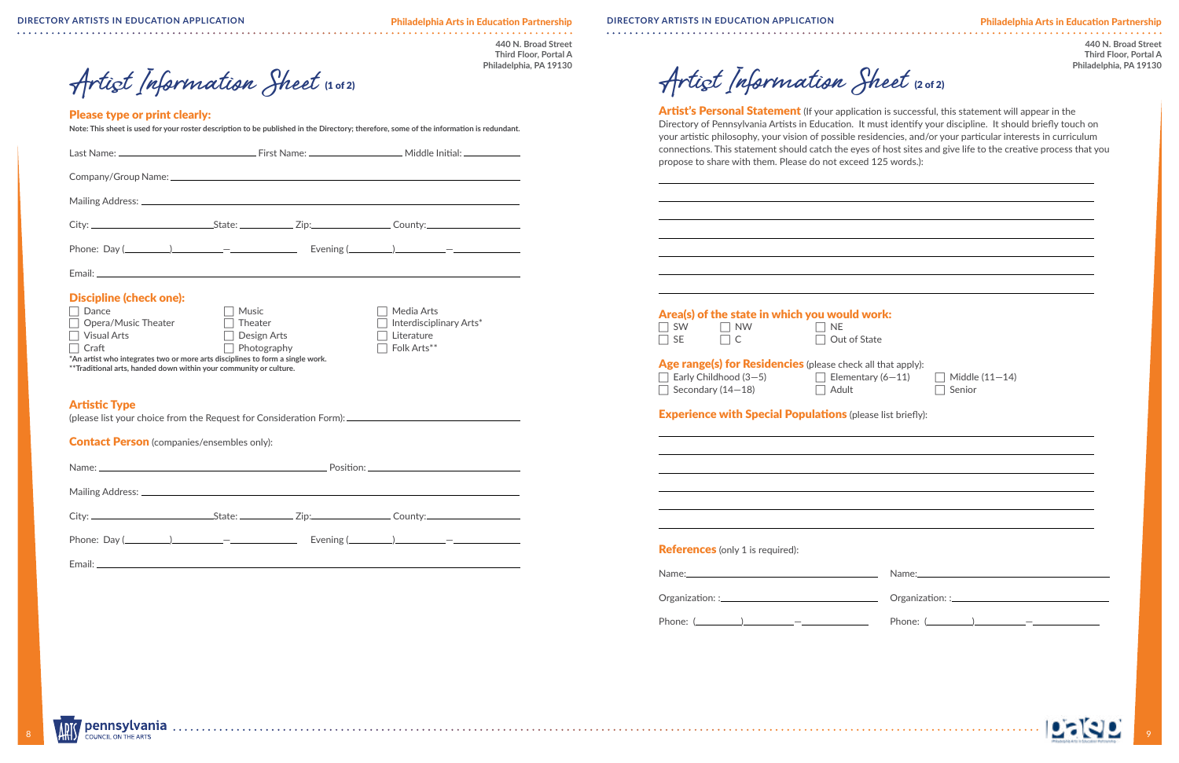440 N. Broad Street
Third Floor, Portal A
Philadelphia, PA 19130

# Artist Information Sheet (1 of 2)

## Please type or print clearly:

**Note: This sheet is used for your roster description to be published in the Directory; therefore, some of the information is redundant.**

Last Name: ____________________ First Name: ____________________ Middle Initial: __________

Company/Group Name: ________________________________________

Mailing Address: ________________________________________

City: ______________ State: __________ Zip: ______________ County: ______________

Phone: Day (________)________–__________ Evening (________)________–__________

Email: ________________________________________

## Discipline (check one):

- ☐ Dance
- ☐ Opera/Music Theater
- ☐ Visual Arts
- ☐ Craft
- ☐ Music
- ☐ Theater
- ☐ Design Arts
- ☐ Photography
- ☐ Media Arts
- ☐ Interdisciplinary Arts*
- ☐ Literature
- ☐ Folk Arts**

*An artist who integrates two or more arts disciplines to form a single work.
**Traditional arts, handed down within your community or culture.

## Artistic Type

(please list your choice from the Request for Consideration Form): ____________________

## Contact Person (companies/ensembles only):

Name: ______________________________ Position: ____________________

Mailing Address: ________________________________________

City: ______________ State: __________ Zip: ______________ County: ______________

Phone: Day (________)________–__________ Evening (________)________–__________

Email: ________________________________________

440 N. Broad Street
Third Floor, Portal A
Philadelphia, PA 19130

# Artist Information Sheet (2 of 2)

**Artist's Personal Statement** (If your application is successful, this statement will appear in the Directory of Pennsylvania Artists in Education. It must identify your discipline. It should briefly touch on your artistic philosophy, your vision of possible residencies, and/or your particular interests in curriculum connections. This statement should catch the eyes of host sites and give life to the creative process that you propose to share with them. Please do not exceed 125 words.):

________________________________________
________________________________________
________________________________________
________________________________________
________________________________________
________________________________________
________________________________________

## Area(s) of the state in which you would work:

- ☐ SW
- ☐ NW
- ☐ NE
- ☐ SE
- ☐ C
- ☐ Out of State

## Age range(s) for Residencies (please check all that apply):

- ☐ Early Childhood (3–5)
- ☐ Elementary (6–11)
- ☐ Middle (11–14)
- ☐ Secondary (14–18)
- ☐ Adult
- ☐ Senior

## Experience with Special Populations (please list briefly):

________________________________________
________________________________________
________________________________________
________________________________________
________________________________________
________________________________________

## References (only 1 is required):

Name: ______________________________ Name: ______________________________

Organization: : ______________________ Organization: : ______________________

Phone: (________)________–__________ Phone: (________)________–__________